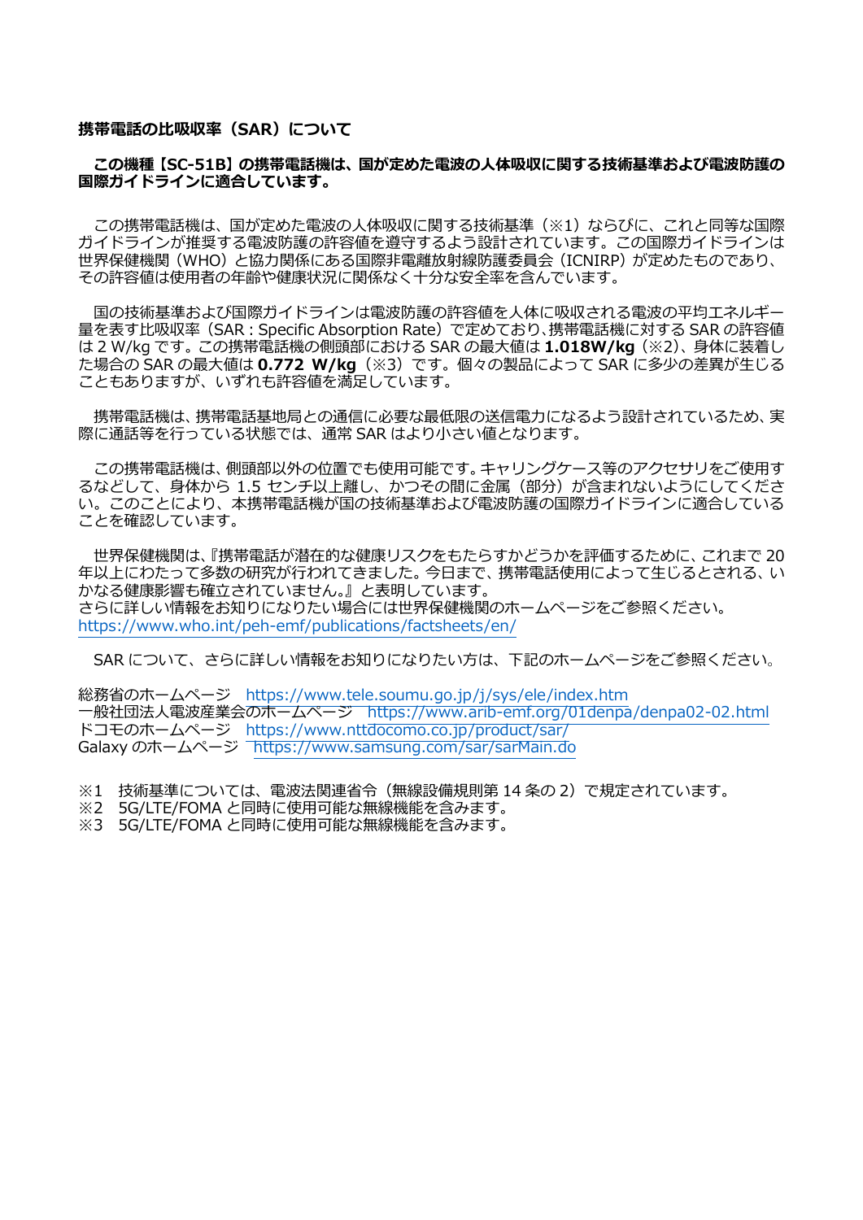**携帯電話の比吸収率（SAR）について**

**この機種【SC-51B】の携帯電話機は、国が定めた電波の人体吸収に関する技術基準および電波防護の国際ガイドラインに適合しています。**

この携帯電話機は、国が定めた電波の人体吸収に関する技術基準（※1）ならびに、これと同等な国際ガイドラインが推奨する電波防護の許容値を遵守するよう設計されています。この国際ガイドラインは世界保健機関（WHO）と協力関係にある国際非電離放射線防護委員会（ICNIRP）が定めたものであり、その許容値は使用者の年齢や健康状況に関係なく十分な安全率を含んでいます。

国の技術基準および国際ガイドラインは電波防護の許容値を人体に吸収される電波の平均エネルギー量を表す比吸収率（SAR : Specific Absorption Rate）で定めており、携帯電話機に対する SAR の許容値は 2 W/kg です。この携帯電話機の側頭部における SAR の最大値は **1.018W/kg**（※2）、身体に装着した場合の SAR の最大値は **0.772 W/kg**（※3）です。個々の製品によって SAR に多少の差異が生じることもありますが、いずれも許容値を満足しています。

携帯電話機は、携帯電話基地局との通信に必要な最低限の送信電力になるよう設計されているため、実際に通話等を行っている状態では、通常 SAR はより小さい値となります。

この携帯電話機は、側頭部以外の位置でも使用可能です。キャリングケース等のアクセサリをご使用するなどして、身体から 1.5 センチ以上離し、かつその間に金属（部分）が含まれないようにしてください。このことにより、本携帯電話機が国の技術基準および電波防護の国際ガイドラインに適合していることを確認しています。

世界保健機関は、『携帯電話が潜在的な健康リスクをもたらすかどうかを評価するために、これまで 20 年以上にわたって多数の研究が行われてきました。今日まで、携帯電話使用によって生じるとされる、いかなる健康影響も確立されていません。』と表明しています。
さらに詳しい情報をお知りになりたい場合には世界保健機関のホームページをご参照ください。
https://www.who.int/peh-emf/publications/factsheets/en/

SAR について、さらに詳しい情報をお知りになりたい方は、下記のホームページをご参照ください。

総務省のホームページ　https://www.tele.soumu.go.jp/j/sys/ele/index.htm
一般社団法人電波産業会のホームページ　https://www.arib-emf.org/01denpa/denpa02-02.html
ドコモのホームページ　https://www.nttdocomo.co.jp/product/sar/
Galaxy のホームページ　https://www.samsung.com/sar/sarMain.do

※1　技術基準については、電波法関連省令（無線設備規則第 14 条の 2）で規定されています。
※2　5G/LTE/FOMA と同時に使用可能な無線機能を含みます。
※3　5G/LTE/FOMA と同時に使用可能な無線機能を含みます。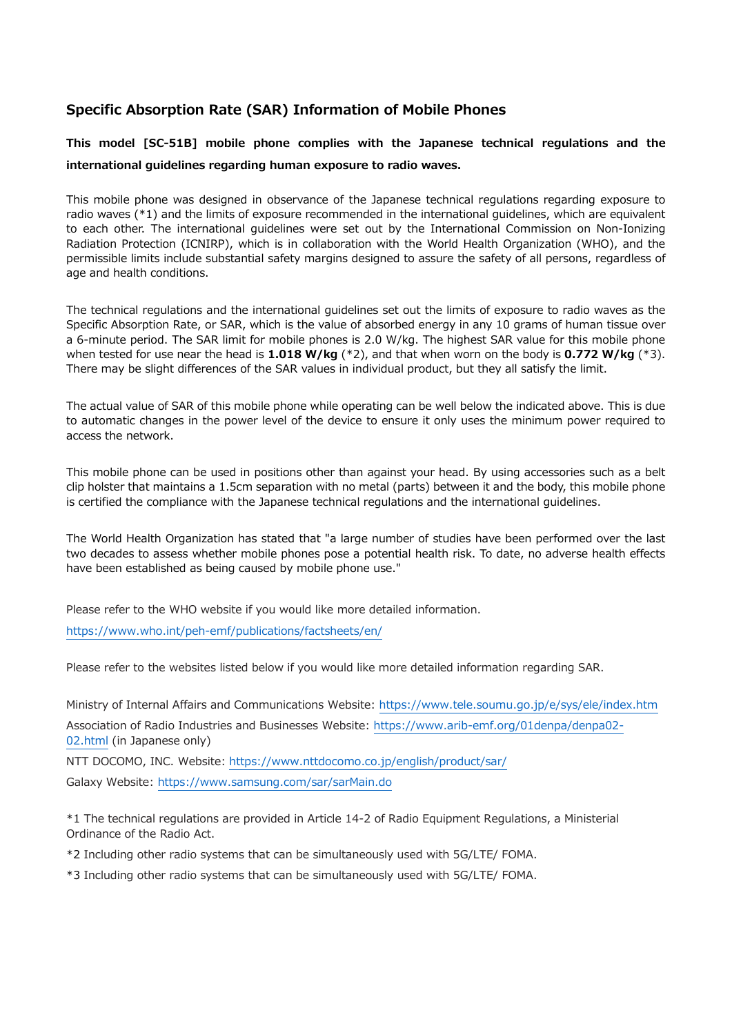## Specific Absorption Rate (SAR) Information of Mobile Phones

**This model [SC-51B] mobile phone complies with the Japanese technical regulations and the international guidelines regarding human exposure to radio waves.**

This mobile phone was designed in observance of the Japanese technical regulations regarding exposure to radio waves (*1) and the limits of exposure recommended in the international guidelines, which are equivalent to each other. The international guidelines were set out by the International Commission on Non-Ionizing Radiation Protection (ICNIRP), which is in collaboration with the World Health Organization (WHO), and the permissible limits include substantial safety margins designed to assure the safety of all persons, regardless of age and health conditions.

The technical regulations and the international guidelines set out the limits of exposure to radio waves as the Specific Absorption Rate, or SAR, which is the value of absorbed energy in any 10 grams of human tissue over a 6-minute period. The SAR limit for mobile phones is 2.0 W/kg. The highest SAR value for this mobile phone when tested for use near the head is **1.018 W/kg** (*2), and that when worn on the body is **0.772 W/kg** (*3). There may be slight differences of the SAR values in individual product, but they all satisfy the limit.

The actual value of SAR of this mobile phone while operating can be well below the indicated above. This is due to automatic changes in the power level of the device to ensure it only uses the minimum power required to access the network.

This mobile phone can be used in positions other than against your head. By using accessories such as a belt clip holster that maintains a 1.5cm separation with no metal (parts) between it and the body, this mobile phone is certified the compliance with the Japanese technical regulations and the international guidelines.

The World Health Organization has stated that "a large number of studies have been performed over the last two decades to assess whether mobile phones pose a potential health risk. To date, no adverse health effects have been established as being caused by mobile phone use."

Please refer to the WHO website if you would like more detailed information.

https://www.who.int/peh-emf/publications/factsheets/en/

Please refer to the websites listed below if you would like more detailed information regarding SAR.

Ministry of Internal Affairs and Communications Website: https://www.tele.soumu.go.jp/e/sys/ele/index.htm

Association of Radio Industries and Businesses Website: https://www.arib-emf.org/01denpa/denpa02-02.html (in Japanese only)

NTT DOCOMO, INC. Website: https://www.nttdocomo.co.jp/english/product/sar/

Galaxy Website: https://www.samsung.com/sar/sarMain.do

*1 The technical regulations are provided in Article 14-2 of Radio Equipment Regulations, a Ministerial Ordinance of the Radio Act.

*2 Including other radio systems that can be simultaneously used with 5G/LTE/ FOMA.

*3 Including other radio systems that can be simultaneously used with 5G/LTE/ FOMA.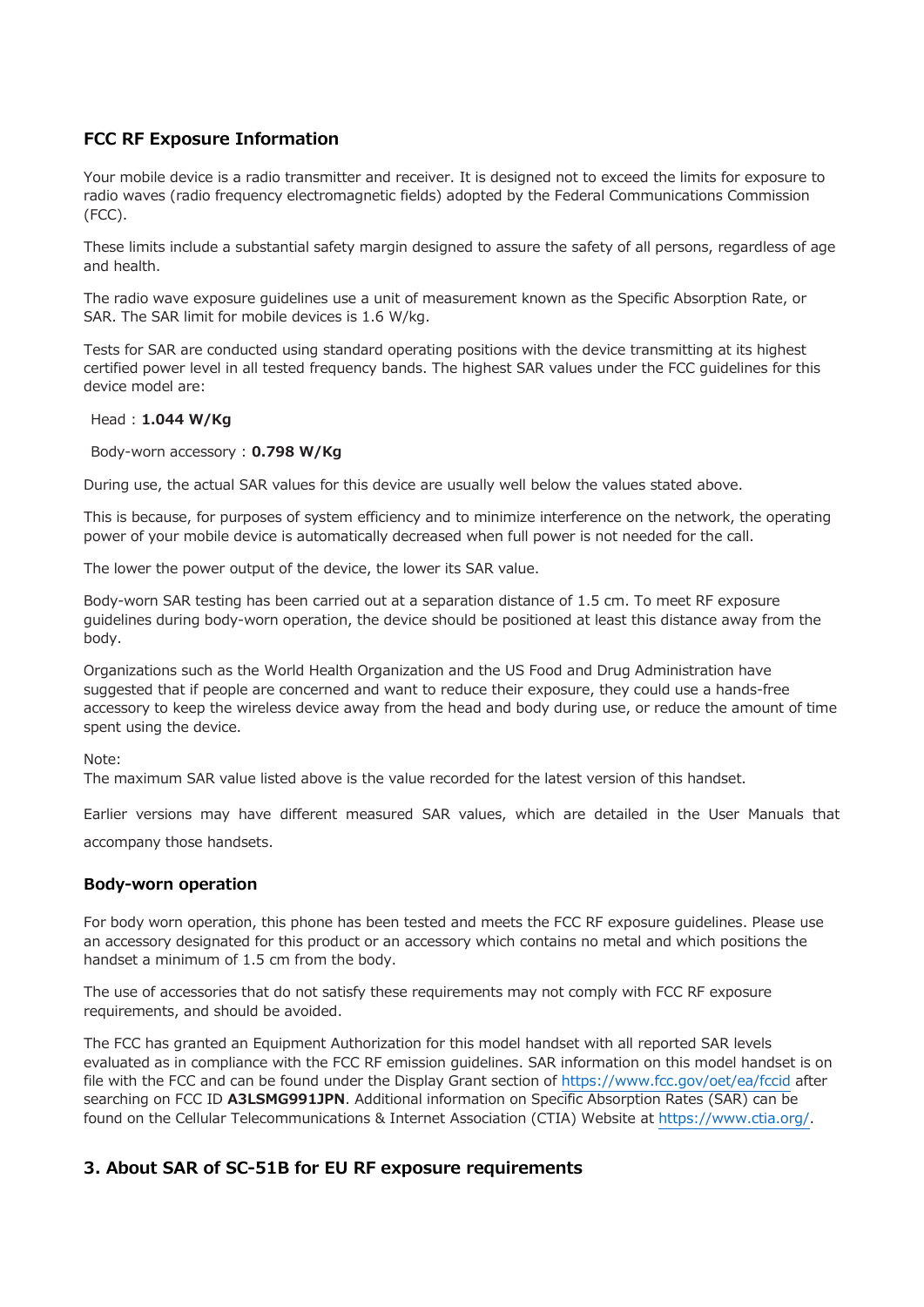## FCC RF Exposure Information

Your mobile device is a radio transmitter and receiver. It is designed not to exceed the limits for exposure to radio waves (radio frequency electromagnetic fields) adopted by the Federal Communications Commission (FCC).

These limits include a substantial safety margin designed to assure the safety of all persons, regardless of age and health.

The radio wave exposure guidelines use a unit of measurement known as the Specific Absorption Rate, or SAR. The SAR limit for mobile devices is 1.6 W/kg.

Tests for SAR are conducted using standard operating positions with the device transmitting at its highest certified power level in all tested frequency bands. The highest SAR values under the FCC guidelines for this device model are:

Head：**1.044 W/Kg**

Body-worn accessory：**0.798 W/Kg**

During use, the actual SAR values for this device are usually well below the values stated above.

This is because, for purposes of system efficiency and to minimize interference on the network, the operating power of your mobile device is automatically decreased when full power is not needed for the call.

The lower the power output of the device, the lower its SAR value.

Body-worn SAR testing has been carried out at a separation distance of 1.5 cm. To meet RF exposure guidelines during body-worn operation, the device should be positioned at least this distance away from the body.

Organizations such as the World Health Organization and the US Food and Drug Administration have suggested that if people are concerned and want to reduce their exposure, they could use a hands-free accessory to keep the wireless device away from the head and body during use, or reduce the amount of time spent using the device.

Note:
The maximum SAR value listed above is the value recorded for the latest version of this handset.

Earlier versions may have different measured SAR values, which are detailed in the User Manuals that accompany those handsets.

### Body-worn operation

For body worn operation, this phone has been tested and meets the FCC RF exposure guidelines. Please use an accessory designated for this product or an accessory which contains no metal and which positions the handset a minimum of 1.5 cm from the body.

The use of accessories that do not satisfy these requirements may not comply with FCC RF exposure requirements, and should be avoided.

The FCC has granted an Equipment Authorization for this model handset with all reported SAR levels evaluated as in compliance with the FCC RF emission guidelines. SAR information on this model handset is on file with the FCC and can be found under the Display Grant section of https://www.fcc.gov/oet/ea/fccid after searching on FCC ID **A3LSMG991JPN**. Additional information on Specific Absorption Rates (SAR) can be found on the Cellular Telecommunications & Internet Association (CTIA) Website at https://www.ctia.org/.

## 3. About SAR of SC-51B for EU RF exposure requirements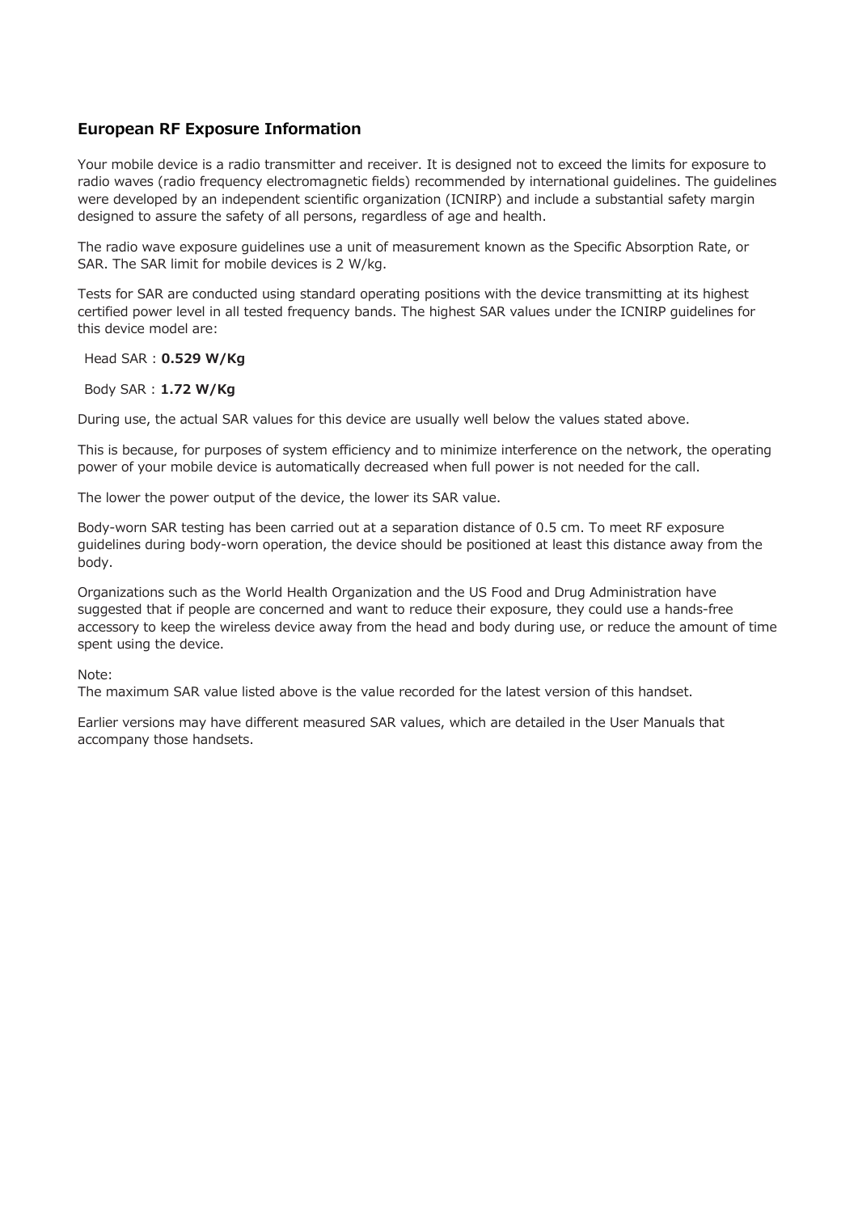## European RF Exposure Information

Your mobile device is a radio transmitter and receiver. It is designed not to exceed the limits for exposure to radio waves (radio frequency electromagnetic fields) recommended by international guidelines. The guidelines were developed by an independent scientific organization (ICNIRP) and include a substantial safety margin designed to assure the safety of all persons, regardless of age and health.

The radio wave exposure guidelines use a unit of measurement known as the Specific Absorption Rate, or SAR. The SAR limit for mobile devices is 2 W/kg.

Tests for SAR are conducted using standard operating positions with the device transmitting at its highest certified power level in all tested frequency bands. The highest SAR values under the ICNIRP guidelines for this device model are:

Head SAR : **0.529 W/Kg**

Body SAR : **1.72 W/Kg**

During use, the actual SAR values for this device are usually well below the values stated above.

This is because, for purposes of system efficiency and to minimize interference on the network, the operating power of your mobile device is automatically decreased when full power is not needed for the call.

The lower the power output of the device, the lower its SAR value.

Body-worn SAR testing has been carried out at a separation distance of 0.5 cm. To meet RF exposure guidelines during body-worn operation, the device should be positioned at least this distance away from the body.

Organizations such as the World Health Organization and the US Food and Drug Administration have suggested that if people are concerned and want to reduce their exposure, they could use a hands-free accessory to keep the wireless device away from the head and body during use, or reduce the amount of time spent using the device.

Note:
The maximum SAR value listed above is the value recorded for the latest version of this handset.

Earlier versions may have different measured SAR values, which are detailed in the User Manuals that accompany those handsets.